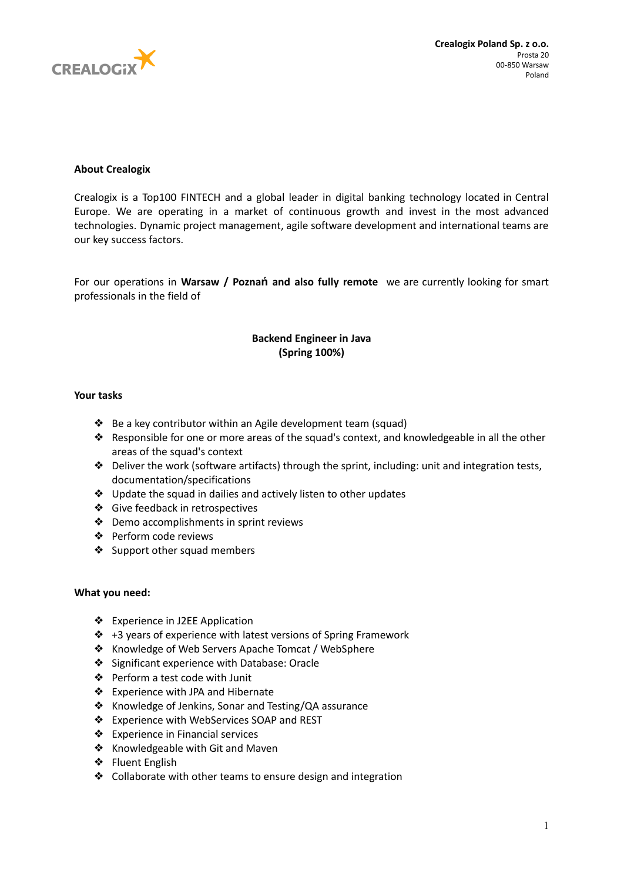**Crealogix Poland Sp. z o.o.**
Prosta 20
00-850 Warsaw
Poland

## About Crealogix

Crealogix is a Top100 FINTECH and a global leader in digital banking technology located in Central Europe. We are operating in a market of continuous growth and invest in the most advanced technologies. Dynamic project management, agile software development and international teams are our key success factors.

For our operations in **Warsaw / Poznań and also fully remote** we are currently looking for smart professionals in the field of

**Backend Engineer in Java**
**(Spring 100%)**

## Your tasks

- Be a key contributor within an Agile development team (squad)
- Responsible for one or more areas of the squad's context, and knowledgeable in all the other areas of the squad's context
- Deliver the work (software artifacts) through the sprint, including: unit and integration tests, documentation/specifications
- Update the squad in dailies and actively listen to other updates
- Give feedback in retrospectives
- Demo accomplishments in sprint reviews
- Perform code reviews
- Support other squad members

## What you need:

- Experience in J2EE Application
- +3 years of experience with latest versions of Spring Framework
- Knowledge of Web Servers Apache Tomcat / WebSphere
- Significant experience with Database: Oracle
- Perform a test code with Junit
- Experience with JPA and Hibernate
- Knowledge of Jenkins, Sonar and Testing/QA assurance
- Experience with WebServices SOAP and REST
- Experience in Financial services
- Knowledgeable with Git and Maven
- Fluent English
- Collaborate with other teams to ensure design and integration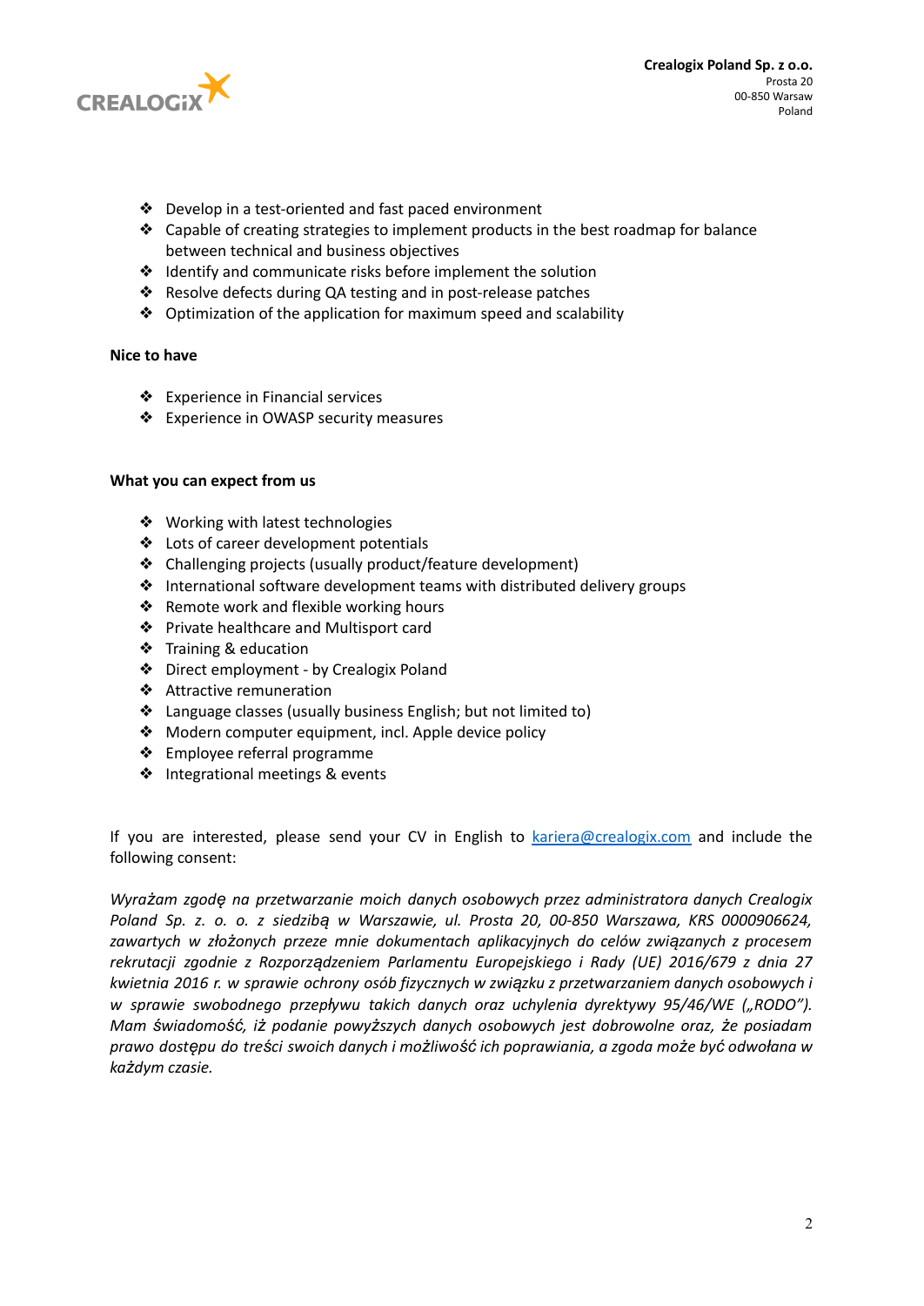- Develop in a test-oriented and fast paced environment
- Capable of creating strategies to implement products in the best roadmap for balance between technical and business objectives
- Identify and communicate risks before implement the solution
- Resolve defects during QA testing and in post-release patches
- Optimization of the application for maximum speed and scalability

**Nice to have**

- Experience in Financial services
- Experience in OWASP security measures

**What you can expect from us**

- Working with latest technologies
- Lots of career development potentials
- Challenging projects (usually product/feature development)
- International software development teams with distributed delivery groups
- Remote work and flexible working hours
- Private healthcare and Multisport card
- Training & education
- Direct employment - by Crealogix Poland
- Attractive remuneration
- Language classes (usually business English; but not limited to)
- Modern computer equipment, incl. Apple device policy
- Employee referral programme
- Integrational meetings & events

If you are interested, please send your CV in English to [kariera@crealogix.com](mailto:kariera@crealogix.com) and include the following consent:

*Wyrażam zgodę na przetwarzanie moich danych osobowych przez administratora danych Crealogix Poland Sp. z. o. o. z siedzibą w Warszawie, ul. Prosta 20, 00-850 Warszawa, KRS 0000906624, zawartych w złożonych przeze mnie dokumentach aplikacyjnych do celów związanych z procesem rekrutacji zgodnie z Rozporządzeniem Parlamentu Europejskiego i Rady (UE) 2016/679 z dnia 27 kwietnia 2016 r. w sprawie ochrony osób fizycznych w związku z przetwarzaniem danych osobowych i w sprawie swobodnego przepływu takich danych oraz uchylenia dyrektywy 95/46/WE („RODO"). Mam świadomość, iż podanie powyższych danych osobowych jest dobrowolne oraz, że posiadam prawo dostępu do treści swoich danych i możliwość ich poprawiania, a zgoda może być odwołana w każdym czasie.*